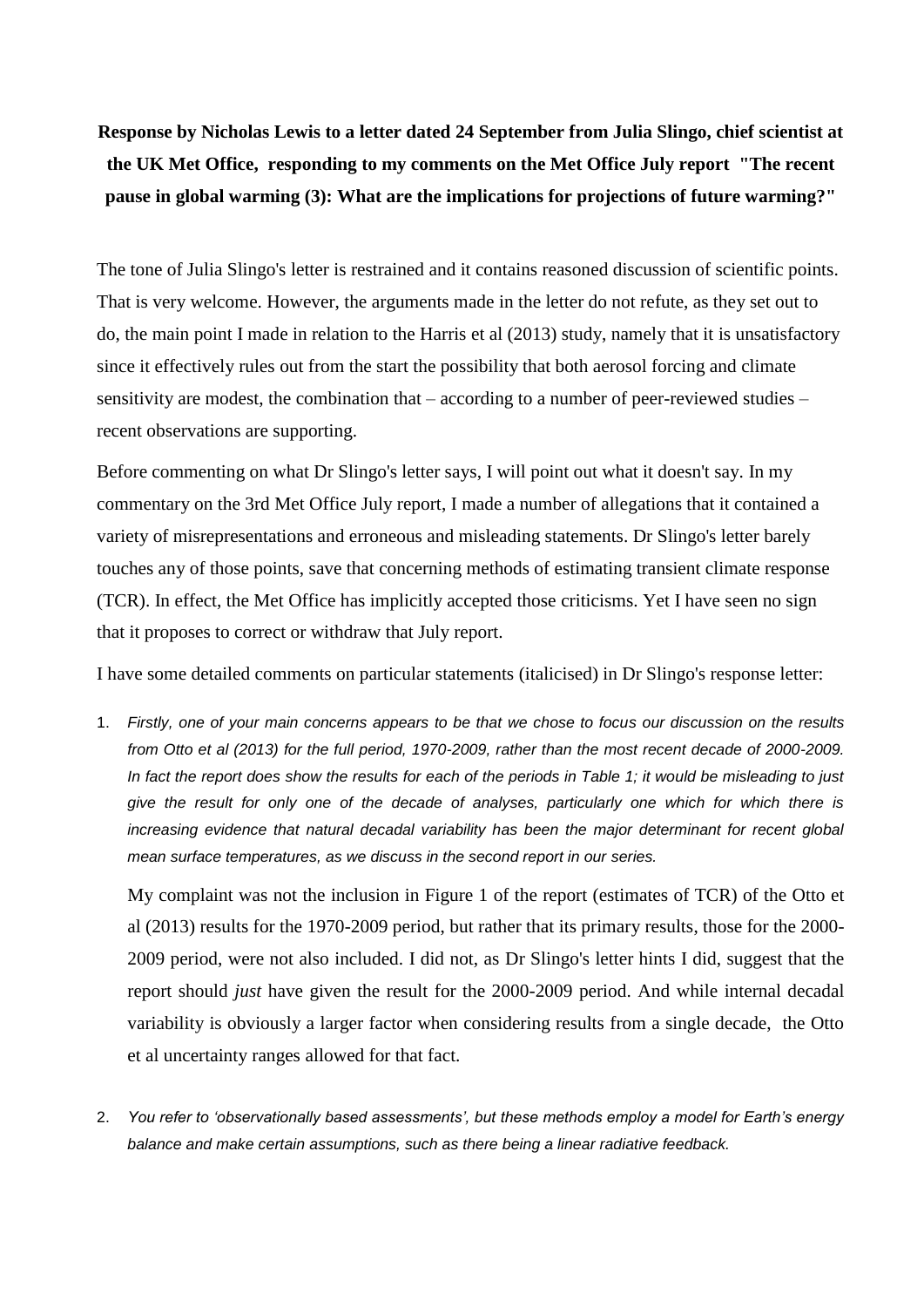**Response by Nicholas Lewis to a letter dated 24 September from Julia Slingo, chief scientist at the UK Met Office, responding to my comments on the Met Office July report "The recent pause in global warming (3): What are the implications for projections of future warming?"**

The tone of Julia Slingo's letter is restrained and it contains reasoned discussion of scientific points. That is very welcome. However, the arguments made in the letter do not refute, as they set out to do, the main point I made in relation to the Harris et al (2013) study, namely that it is unsatisfactory since it effectively rules out from the start the possibility that both aerosol forcing and climate sensitivity are modest, the combination that – according to a number of peer-reviewed studies – recent observations are supporting.

Before commenting on what Dr Slingo's letter says, I will point out what it doesn't say. In my commentary on the 3rd Met Office July report, I made a number of allegations that it contained a variety of misrepresentations and erroneous and misleading statements. Dr Slingo's letter barely touches any of those points, save that concerning methods of estimating transient climate response (TCR). In effect, the Met Office has implicitly accepted those criticisms. Yet I have seen no sign that it proposes to correct or withdraw that July report.

I have some detailed comments on particular statements (italicised) in Dr Slingo's response letter:

1. *Firstly, one of your main concerns appears to be that we chose to focus our discussion on the results from Otto et al (2013) for the full period, 1970-2009, rather than the most recent decade of 2000-2009. In fact the report does show the results for each of the periods in Table 1; it would be misleading to just give the result for only one of the decade of analyses, particularly one which for which there is increasing evidence that natural decadal variability has been the major determinant for recent global mean surface temperatures, as we discuss in the second report in our series.*

   My complaint was not the inclusion in Figure 1 of the report (estimates of TCR) of the Otto et al (2013) results for the 1970-2009 period, but rather that its primary results, those for the 2000-2009 period, were not also included. I did not, as Dr Slingo's letter hints I did, suggest that the report should *just* have given the result for the 2000-2009 period. And while internal decadal variability is obviously a larger factor when considering results from a single decade, the Otto et al uncertainty ranges allowed for that fact.

2. *You refer to 'observationally based assessments', but these methods employ a model for Earth's energy balance and make certain assumptions, such as there being a linear radiative feedback.*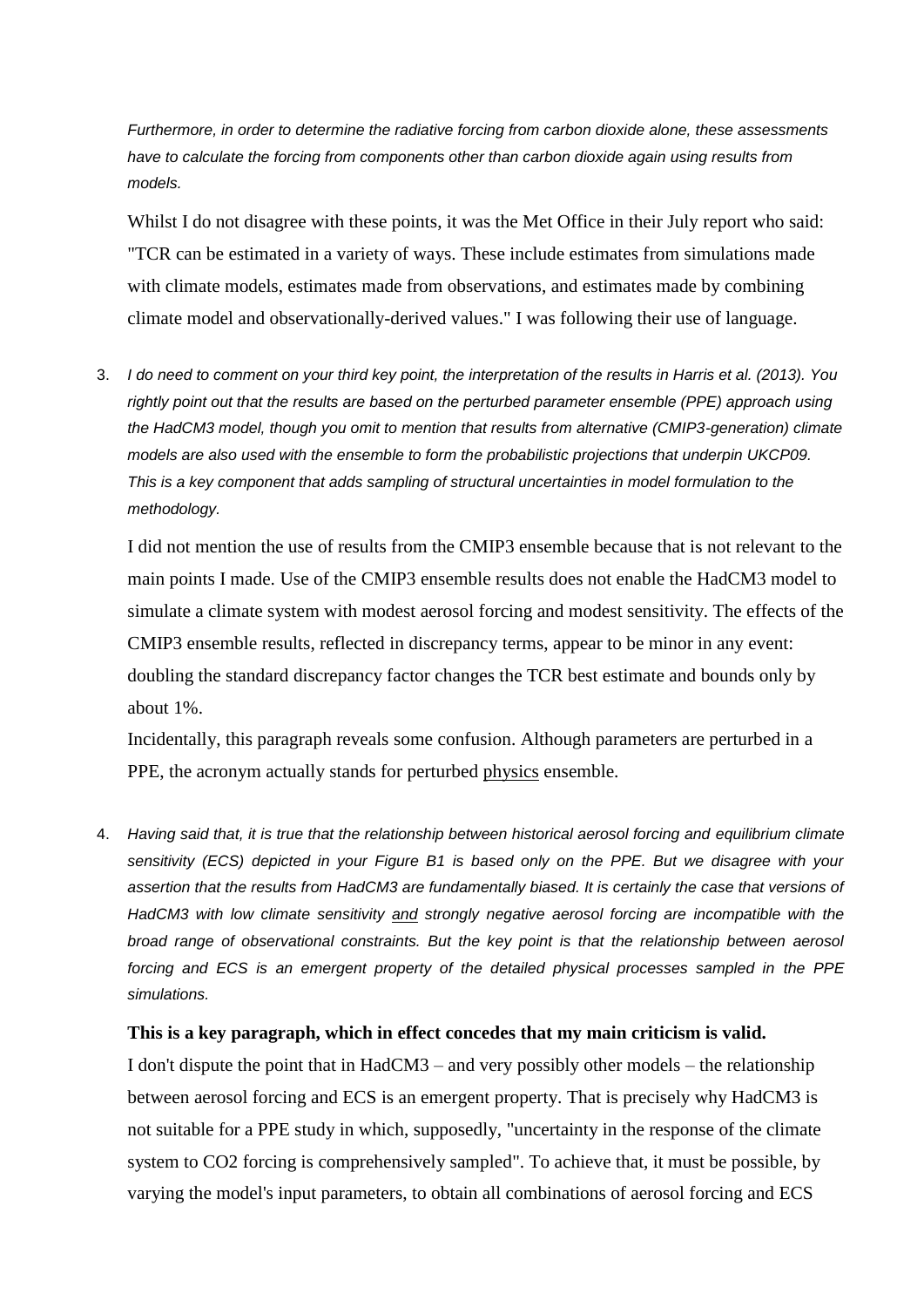*Furthermore, in order to determine the radiative forcing from carbon dioxide alone, these assessments have to calculate the forcing from components other than carbon dioxide again using results from models.*

Whilst I do not disagree with these points, it was the Met Office in their July report who said: "TCR can be estimated in a variety of ways. These include estimates from simulations made with climate models, estimates made from observations, and estimates made by combining climate model and observationally-derived values." I was following their use of language.

3. *I do need to comment on your third key point, the interpretation of the results in Harris et al. (2013). You rightly point out that the results are based on the perturbed parameter ensemble (PPE) approach using the HadCM3 model, though you omit to mention that results from alternative (CMIP3-generation) climate models are also used with the ensemble to form the probabilistic projections that underpin UKCP09. This is a key component that adds sampling of structural uncertainties in model formulation to the methodology.*

   I did not mention the use of results from the CMIP3 ensemble because that is not relevant to the main points I made. Use of the CMIP3 ensemble results does not enable the HadCM3 model to simulate a climate system with modest aerosol forcing and modest sensitivity. The effects of the CMIP3 ensemble results, reflected in discrepancy terms, appear to be minor in any event: doubling the standard discrepancy factor changes the TCR best estimate and bounds only by about 1%.

   Incidentally, this paragraph reveals some confusion. Although parameters are perturbed in a PPE, the acronym actually stands for perturbed physics ensemble.

4. *Having said that, it is true that the relationship between historical aerosol forcing and equilibrium climate sensitivity (ECS) depicted in your Figure B1 is based only on the PPE. But we disagree with your assertion that the results from HadCM3 are fundamentally biased. It is certainly the case that versions of HadCM3 with low climate sensitivity and strongly negative aerosol forcing are incompatible with the broad range of observational constraints. But the key point is that the relationship between aerosol forcing and ECS is an emergent property of the detailed physical processes sampled in the PPE simulations.*

   **This is a key paragraph, which in effect concedes that my main criticism is valid.**

   I don't dispute the point that in HadCM3 – and very possibly other models – the relationship between aerosol forcing and ECS is an emergent property. That is precisely why HadCM3 is not suitable for a PPE study in which, supposedly, "uncertainty in the response of the climate system to CO2 forcing is comprehensively sampled". To achieve that, it must be possible, by varying the model's input parameters, to obtain all combinations of aerosol forcing and ECS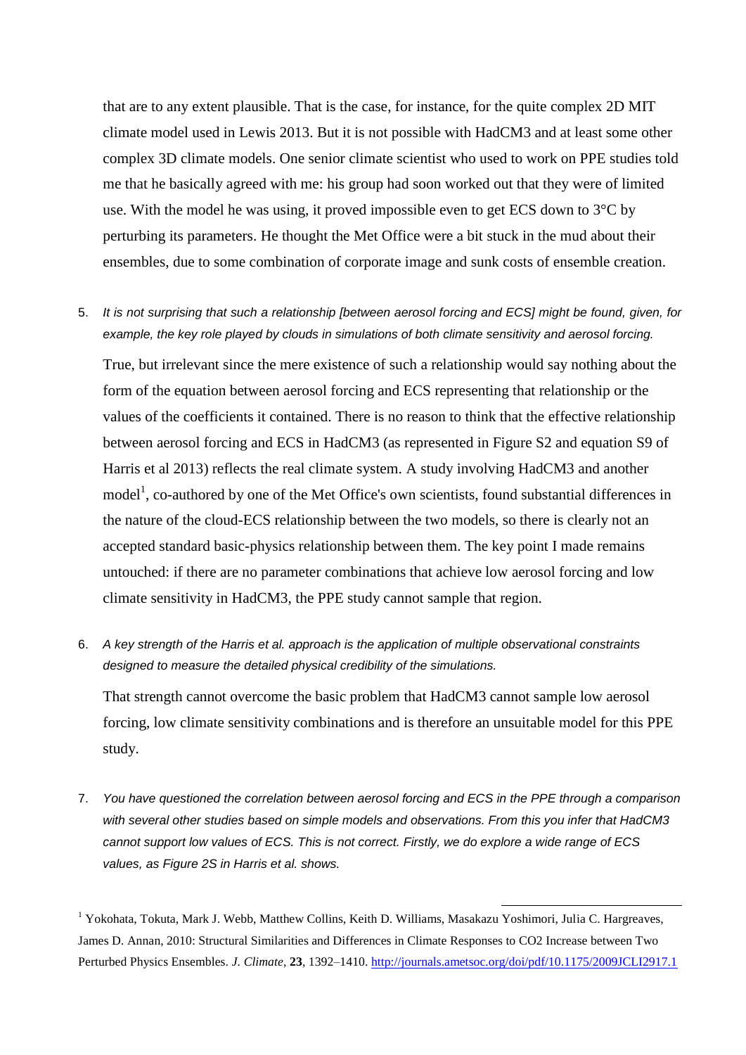that are to any extent plausible. That is the case, for instance, for the quite complex 2D MIT climate model used in Lewis 2013. But it is not possible with HadCM3 and at least some other complex 3D climate models. One senior climate scientist who used to work on PPE studies told me that he basically agreed with me: his group had soon worked out that they were of limited use. With the model he was using, it proved impossible even to get ECS down to 3°C by perturbing its parameters. He thought the Met Office were a bit stuck in the mud about their ensembles, due to some combination of corporate image and sunk costs of ensemble creation.

5. *It is not surprising that such a relationship [between aerosol forcing and ECS] might be found, given, for example, the key role played by clouds in simulations of both climate sensitivity and aerosol forcing.*

   True, but irrelevant since the mere existence of such a relationship would say nothing about the form of the equation between aerosol forcing and ECS representing that relationship or the values of the coefficients it contained. There is no reason to think that the effective relationship between aerosol forcing and ECS in HadCM3 (as represented in Figure S2 and equation S9 of Harris et al 2013) reflects the real climate system. A study involving HadCM3 and another model[1], co-authored by one of the Met Office's own scientists, found substantial differences in the nature of the cloud-ECS relationship between the two models, so there is clearly not an accepted standard basic-physics relationship between them. The key point I made remains untouched: if there are no parameter combinations that achieve low aerosol forcing and low climate sensitivity in HadCM3, the PPE study cannot sample that region.

6. *A key strength of the Harris et al. approach is the application of multiple observational constraints designed to measure the detailed physical credibility of the simulations.*

   That strength cannot overcome the basic problem that HadCM3 cannot sample low aerosol forcing, low climate sensitivity combinations and is therefore an unsuitable model for this PPE study.

7. *You have questioned the correlation between aerosol forcing and ECS in the PPE through a comparison with several other studies based on simple models and observations. From this you infer that HadCM3 cannot support low values of ECS. This is not correct. Firstly, we do explore a wide range of ECS values, as Figure 2S in Harris et al. shows.*

---

[1] Yokohata, Tokuta, Mark J. Webb, Matthew Collins, Keith D. Williams, Masakazu Yoshimori, Julia C. Hargreaves, James D. Annan, 2010: Structural Similarities and Differences in Climate Responses to CO2 Increase between Two Perturbed Physics Ensembles. *J. Climate*, **23**, 1392–1410. http://journals.ametsoc.org/doi/pdf/10.1175/2009JCLI2917.1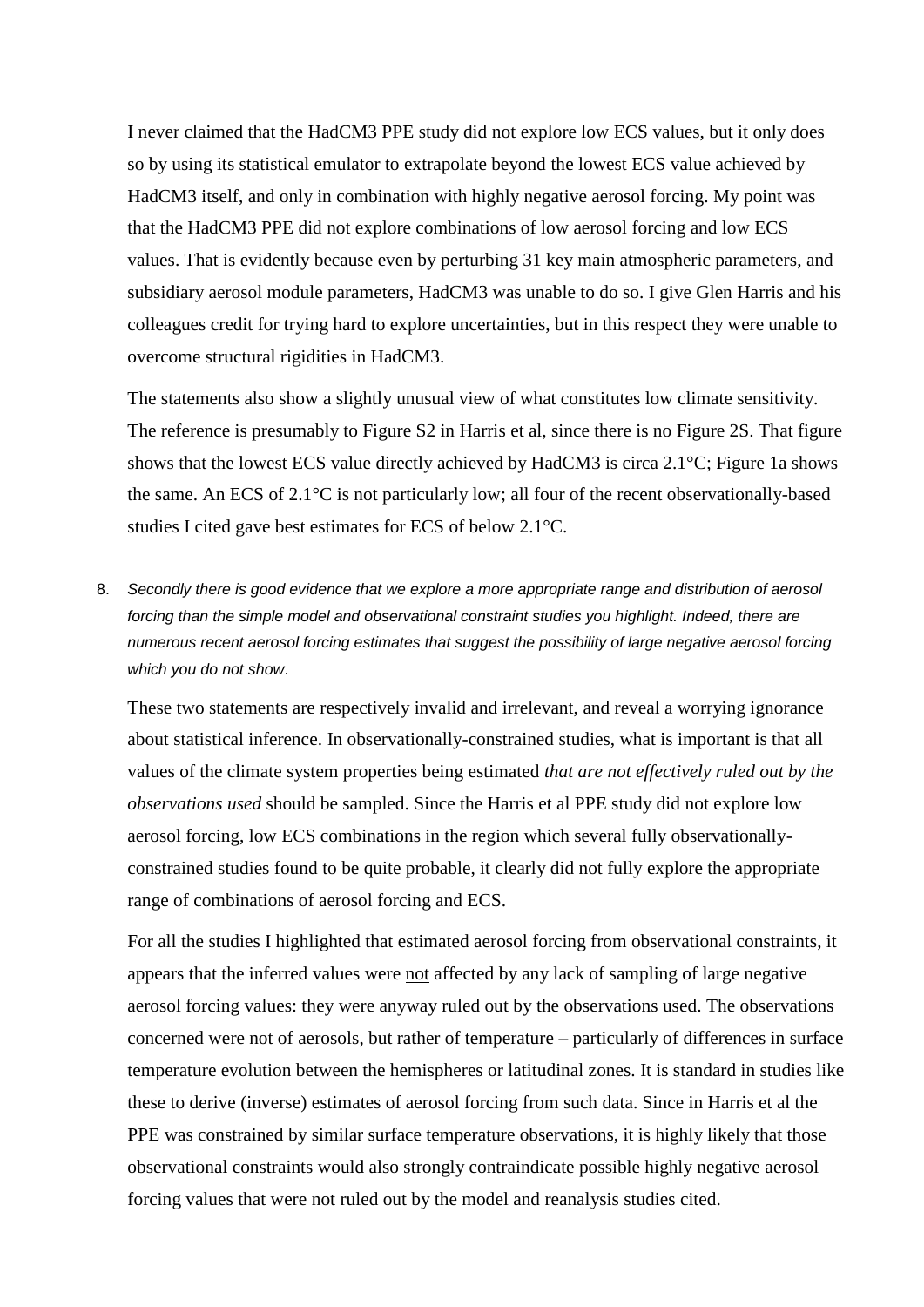I never claimed that the HadCM3 PPE study did not explore low ECS values, but it only does so by using its statistical emulator to extrapolate beyond the lowest ECS value achieved by HadCM3 itself, and only in combination with highly negative aerosol forcing. My point was that the HadCM3 PPE did not explore combinations of low aerosol forcing and low ECS values. That is evidently because even by perturbing 31 key main atmospheric parameters, and subsidiary aerosol module parameters, HadCM3 was unable to do so. I give Glen Harris and his colleagues credit for trying hard to explore uncertainties, but in this respect they were unable to overcome structural rigidities in HadCM3.

The statements also show a slightly unusual view of what constitutes low climate sensitivity. The reference is presumably to Figure S2 in Harris et al, since there is no Figure 2S. That figure shows that the lowest ECS value directly achieved by HadCM3 is circa 2.1°C; Figure 1a shows the same. An ECS of 2.1°C is not particularly low; all four of the recent observationally-based studies I cited gave best estimates for ECS of below 2.1°C.

8. *Secondly there is good evidence that we explore a more appropriate range and distribution of aerosol forcing than the simple model and observational constraint studies you highlight. Indeed, there are numerous recent aerosol forcing estimates that suggest the possibility of large negative aerosol forcing which you do not show*.

   These two statements are respectively invalid and irrelevant, and reveal a worrying ignorance about statistical inference. In observationally-constrained studies, what is important is that all values of the climate system properties being estimated *that are not effectively ruled out by the observations used* should be sampled. Since the Harris et al PPE study did not explore low aerosol forcing, low ECS combinations in the region which several fully observationally-constrained studies found to be quite probable, it clearly did not fully explore the appropriate range of combinations of aerosol forcing and ECS.

   For all the studies I highlighted that estimated aerosol forcing from observational constraints, it appears that the inferred values were <u>not</u> affected by any lack of sampling of large negative aerosol forcing values: they were anyway ruled out by the observations used. The observations concerned were not of aerosols, but rather of temperature – particularly of differences in surface temperature evolution between the hemispheres or latitudinal zones. It is standard in studies like these to derive (inverse) estimates of aerosol forcing from such data. Since in Harris et al the PPE was constrained by similar surface temperature observations, it is highly likely that those observational constraints would also strongly contraindicate possible highly negative aerosol forcing values that were not ruled out by the model and reanalysis studies cited.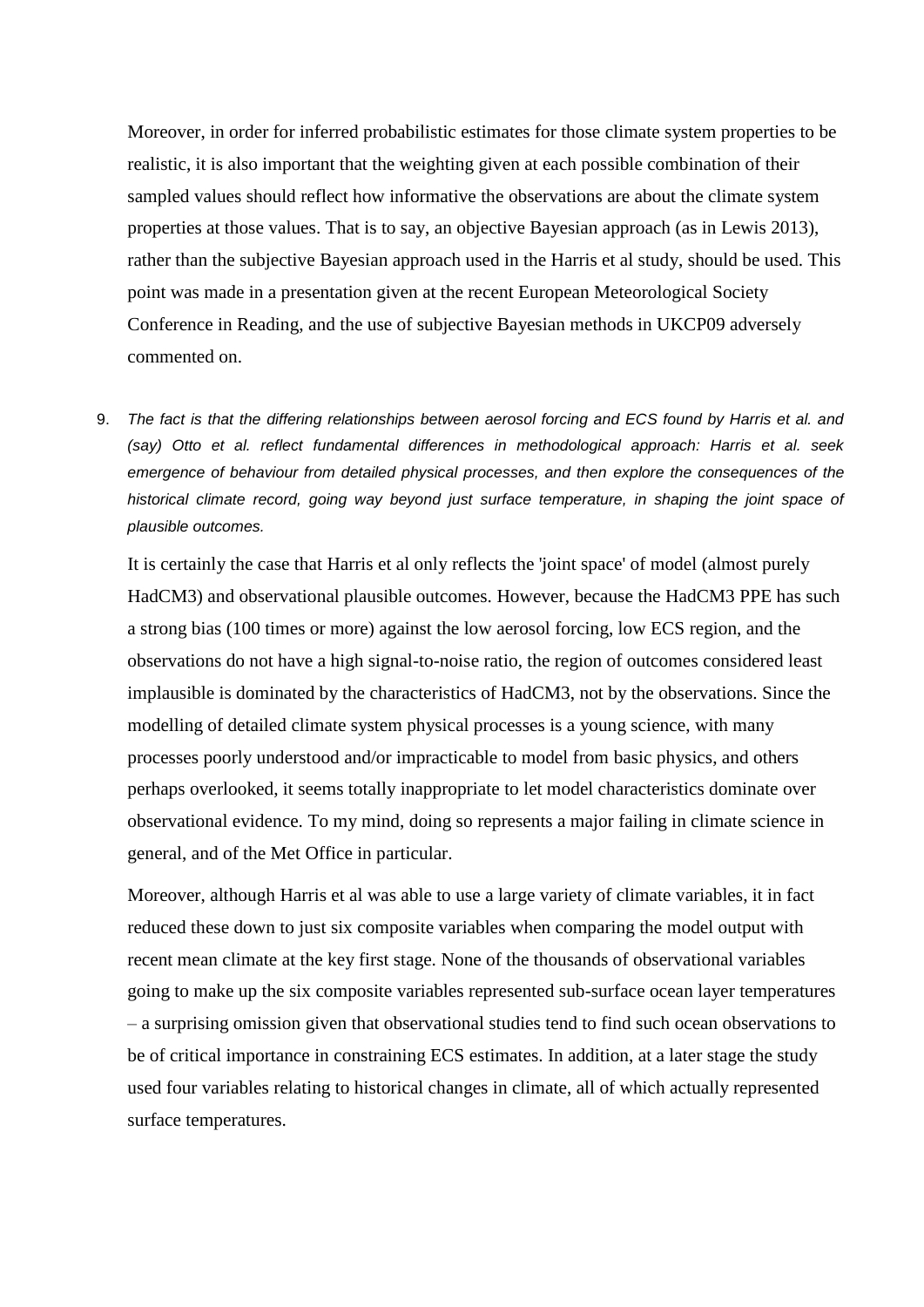Moreover, in order for inferred probabilistic estimates for those climate system properties to be realistic, it is also important that the weighting given at each possible combination of their sampled values should reflect how informative the observations are about the climate system properties at those values. That is to say, an objective Bayesian approach (as in Lewis 2013), rather than the subjective Bayesian approach used in the Harris et al study, should be used. This point was made in a presentation given at the recent European Meteorological Society Conference in Reading, and the use of subjective Bayesian methods in UKCP09 adversely commented on.

9. *The fact is that the differing relationships between aerosol forcing and ECS found by Harris et al. and (say) Otto et al. reflect fundamental differences in methodological approach: Harris et al. seek emergence of behaviour from detailed physical processes, and then explore the consequences of the historical climate record, going way beyond just surface temperature, in shaping the joint space of plausible outcomes.*

   It is certainly the case that Harris et al only reflects the 'joint space' of model (almost purely HadCM3) and observational plausible outcomes. However, because the HadCM3 PPE has such a strong bias (100 times or more) against the low aerosol forcing, low ECS region, and the observations do not have a high signal-to-noise ratio, the region of outcomes considered least implausible is dominated by the characteristics of HadCM3, not by the observations. Since the modelling of detailed climate system physical processes is a young science, with many processes poorly understood and/or impracticable to model from basic physics, and others perhaps overlooked, it seems totally inappropriate to let model characteristics dominate over observational evidence. To my mind, doing so represents a major failing in climate science in general, and of the Met Office in particular.

   Moreover, although Harris et al was able to use a large variety of climate variables, it in fact reduced these down to just six composite variables when comparing the model output with recent mean climate at the key first stage. None of the thousands of observational variables going to make up the six composite variables represented sub-surface ocean layer temperatures – a surprising omission given that observational studies tend to find such ocean observations to be of critical importance in constraining ECS estimates. In addition, at a later stage the study used four variables relating to historical changes in climate, all of which actually represented surface temperatures.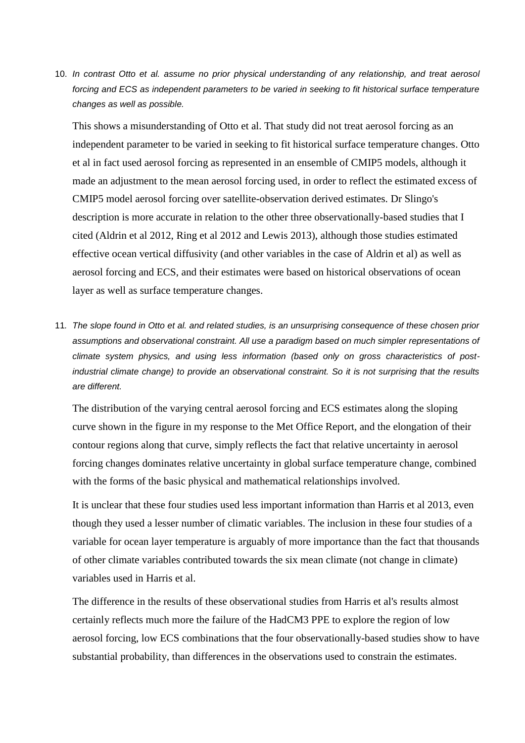10. *In contrast Otto et al. assume no prior physical understanding of any relationship, and treat aerosol forcing and ECS as independent parameters to be varied in seeking to fit historical surface temperature changes as well as possible.*

    This shows a misunderstanding of Otto et al. That study did not treat aerosol forcing as an independent parameter to be varied in seeking to fit historical surface temperature changes. Otto et al in fact used aerosol forcing as represented in an ensemble of CMIP5 models, although it made an adjustment to the mean aerosol forcing used, in order to reflect the estimated excess of CMIP5 model aerosol forcing over satellite-observation derived estimates. Dr Slingo's description is more accurate in relation to the other three observationally-based studies that I cited (Aldrin et al 2012, Ring et al 2012 and Lewis 2013), although those studies estimated effective ocean vertical diffusivity (and other variables in the case of Aldrin et al) as well as aerosol forcing and ECS, and their estimates were based on historical observations of ocean layer as well as surface temperature changes.

11. *The slope found in Otto et al. and related studies, is an unsurprising consequence of these chosen prior assumptions and observational constraint. All use a paradigm based on much simpler representations of climate system physics, and using less information (based only on gross characteristics of post-industrial climate change) to provide an observational constraint. So it is not surprising that the results are different.*

    The distribution of the varying central aerosol forcing and ECS estimates along the sloping curve shown in the figure in my response to the Met Office Report, and the elongation of their contour regions along that curve, simply reflects the fact that relative uncertainty in aerosol forcing changes dominates relative uncertainty in global surface temperature change, combined with the forms of the basic physical and mathematical relationships involved.

    It is unclear that these four studies used less important information than Harris et al 2013, even though they used a lesser number of climatic variables. The inclusion in these four studies of a variable for ocean layer temperature is arguably of more importance than the fact that thousands of other climate variables contributed towards the six mean climate (not change in climate) variables used in Harris et al.

    The difference in the results of these observational studies from Harris et al's results almost certainly reflects much more the failure of the HadCM3 PPE to explore the region of low aerosol forcing, low ECS combinations that the four observationally-based studies show to have substantial probability, than differences in the observations used to constrain the estimates.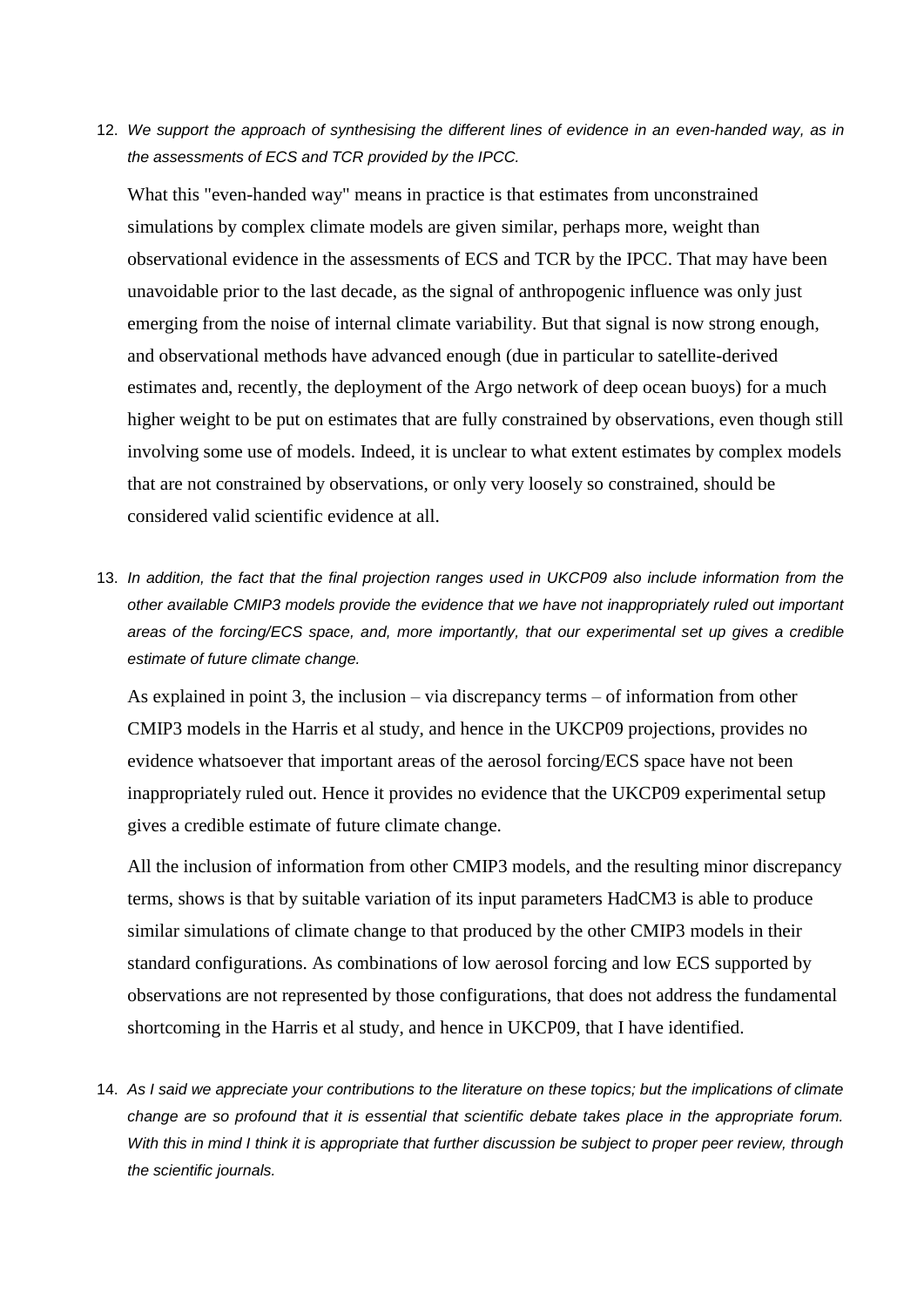12. *We support the approach of synthesising the different lines of evidence in an even-handed way, as in the assessments of ECS and TCR provided by the IPCC.*

    What this "even-handed way" means in practice is that estimates from unconstrained simulations by complex climate models are given similar, perhaps more, weight than observational evidence in the assessments of ECS and TCR by the IPCC. That may have been unavoidable prior to the last decade, as the signal of anthropogenic influence was only just emerging from the noise of internal climate variability. But that signal is now strong enough, and observational methods have advanced enough (due in particular to satellite-derived estimates and, recently, the deployment of the Argo network of deep ocean buoys) for a much higher weight to be put on estimates that are fully constrained by observations, even though still involving some use of models. Indeed, it is unclear to what extent estimates by complex models that are not constrained by observations, or only very loosely so constrained, should be considered valid scientific evidence at all.

13. *In addition, the fact that the final projection ranges used in UKCP09 also include information from the other available CMIP3 models provide the evidence that we have not inappropriately ruled out important areas of the forcing/ECS space, and, more importantly, that our experimental set up gives a credible estimate of future climate change.*

    As explained in point 3, the inclusion – via discrepancy terms – of information from other CMIP3 models in the Harris et al study, and hence in the UKCP09 projections, provides no evidence whatsoever that important areas of the aerosol forcing/ECS space have not been inappropriately ruled out. Hence it provides no evidence that the UKCP09 experimental setup gives a credible estimate of future climate change.

    All the inclusion of information from other CMIP3 models, and the resulting minor discrepancy terms, shows is that by suitable variation of its input parameters HadCM3 is able to produce similar simulations of climate change to that produced by the other CMIP3 models in their standard configurations. As combinations of low aerosol forcing and low ECS supported by observations are not represented by those configurations, that does not address the fundamental shortcoming in the Harris et al study, and hence in UKCP09, that I have identified.

14. *As I said we appreciate your contributions to the literature on these topics; but the implications of climate change are so profound that it is essential that scientific debate takes place in the appropriate forum. With this in mind I think it is appropriate that further discussion be subject to proper peer review, through the scientific journals.*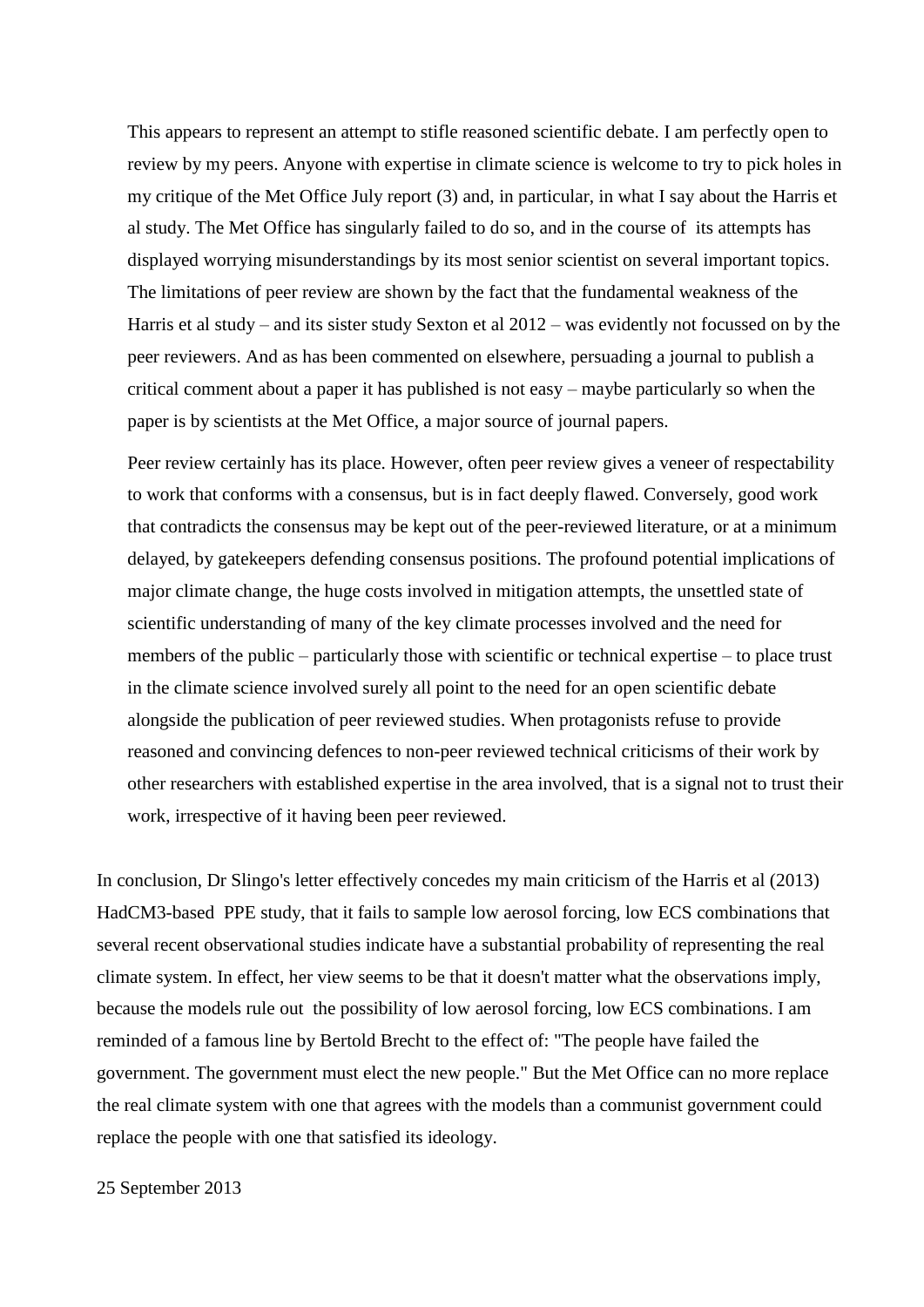> This appears to represent an attempt to stifle reasoned scientific debate. I am perfectly open to review by my peers. Anyone with expertise in climate science is welcome to try to pick holes in my critique of the Met Office July report (3) and, in particular, in what I say about the Harris et al study. The Met Office has singularly failed to do so, and in the course of its attempts has displayed worrying misunderstandings by its most senior scientist on several important topics. The limitations of peer review are shown by the fact that the fundamental weakness of the Harris et al study – and its sister study Sexton et al 2012 – was evidently not focussed on by the peer reviewers. And as has been commented on elsewhere, persuading a journal to publish a critical comment about a paper it has published is not easy – maybe particularly so when the paper is by scientists at the Met Office, a major source of journal papers.
>
> Peer review certainly has its place. However, often peer review gives a veneer of respectability to work that conforms with a consensus, but is in fact deeply flawed. Conversely, good work that contradicts the consensus may be kept out of the peer-reviewed literature, or at a minimum delayed, by gatekeepers defending consensus positions. The profound potential implications of major climate change, the huge costs involved in mitigation attempts, the unsettled state of scientific understanding of many of the key climate processes involved and the need for members of the public – particularly those with scientific or technical expertise – to place trust in the climate science involved surely all point to the need for an open scientific debate alongside the publication of peer reviewed studies. When protagonists refuse to provide reasoned and convincing defences to non-peer reviewed technical criticisms of their work by other researchers with established expertise in the area involved, that is a signal not to trust their work, irrespective of it having been peer reviewed.

In conclusion, Dr Slingo's letter effectively concedes my main criticism of the Harris et al (2013) HadCM3-based PPE study, that it fails to sample low aerosol forcing, low ECS combinations that several recent observational studies indicate have a substantial probability of representing the real climate system. In effect, her view seems to be that it doesn't matter what the observations imply, because the models rule out the possibility of low aerosol forcing, low ECS combinations. I am reminded of a famous line by Bertold Brecht to the effect of: "The people have failed the government. The government must elect the new people." But the Met Office can no more replace the real climate system with one that agrees with the models than a communist government could replace the people with one that satisfied its ideology.

25 September 2013